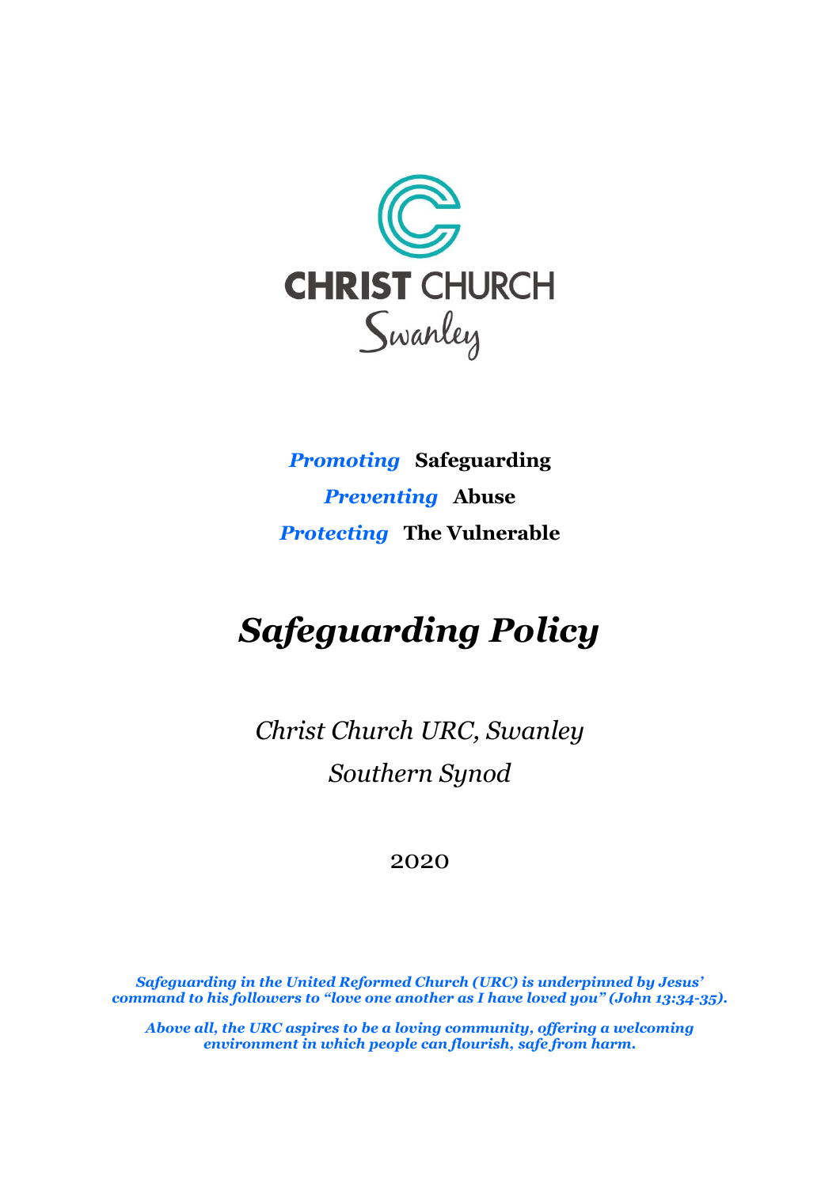CHRIST CHURCH

Swanley

*Promoting* **Safeguarding**

*Preventing* **Abuse**

*Protecting* **The Vulnerable**

# *Safeguarding Policy*

*Christ Church URC, Swanley*

*Southern Synod*

2020

***Safeguarding in the United Reformed Church (URC) is underpinned by Jesus' command to his followers to "love one another as I have loved you" (John 13:34-35).***

***Above all, the URC aspires to be a loving community, offering a welcoming environment in which people can flourish, safe from harm.***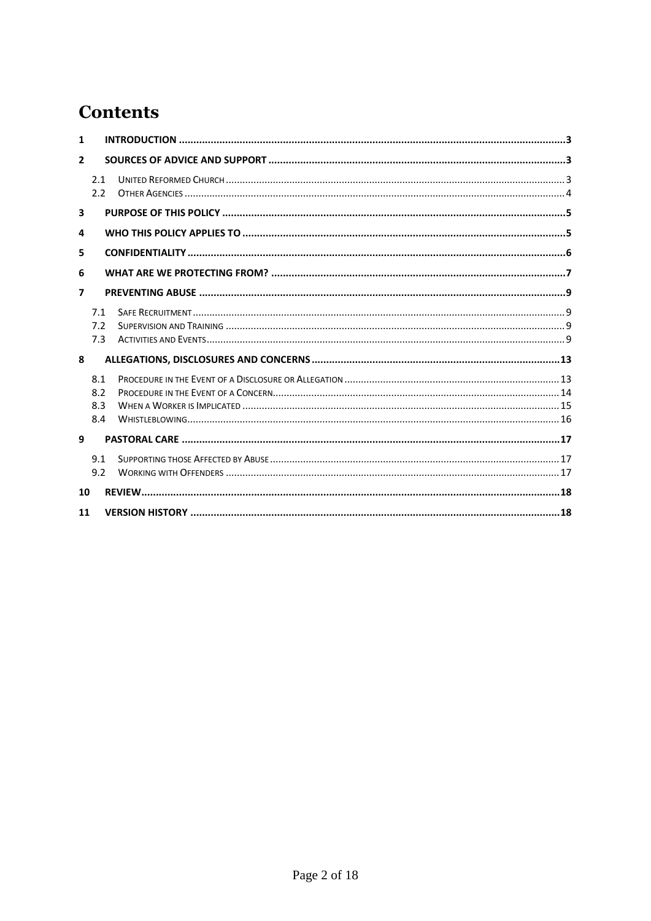# Contents

1 INTRODUCTION ....... 3

2 SOURCES OF ADVICE AND SUPPORT ....... 3

- 2.1 United Reformed Church ....... 3
- 2.2 Other Agencies ....... 4

3 PURPOSE OF THIS POLICY ....... 5

4 WHO THIS POLICY APPLIES TO ....... 5

5 CONFIDENTIALITY ....... 6

6 WHAT ARE WE PROTECTING FROM? ....... 7

7 PREVENTING ABUSE ....... 9

- 7.1 Safe Recruitment ....... 9
- 7.2 Supervision and Training ....... 9
- 7.3 Activities and Events ....... 9

8 ALLEGATIONS, DISCLOSURES AND CONCERNS ....... 13

- 8.1 Procedure in the Event of a Disclosure or Allegation ....... 13
- 8.2 Procedure in the Event of a Concern ....... 14
- 8.3 When a Worker is Implicated ....... 15
- 8.4 Whistleblowing ....... 16

9 PASTORAL CARE ....... 17

- 9.1 Supporting those Affected by Abuse ....... 17
- 9.2 Working with Offenders ....... 17

10 REVIEW ....... 18

11 VERSION HISTORY ....... 18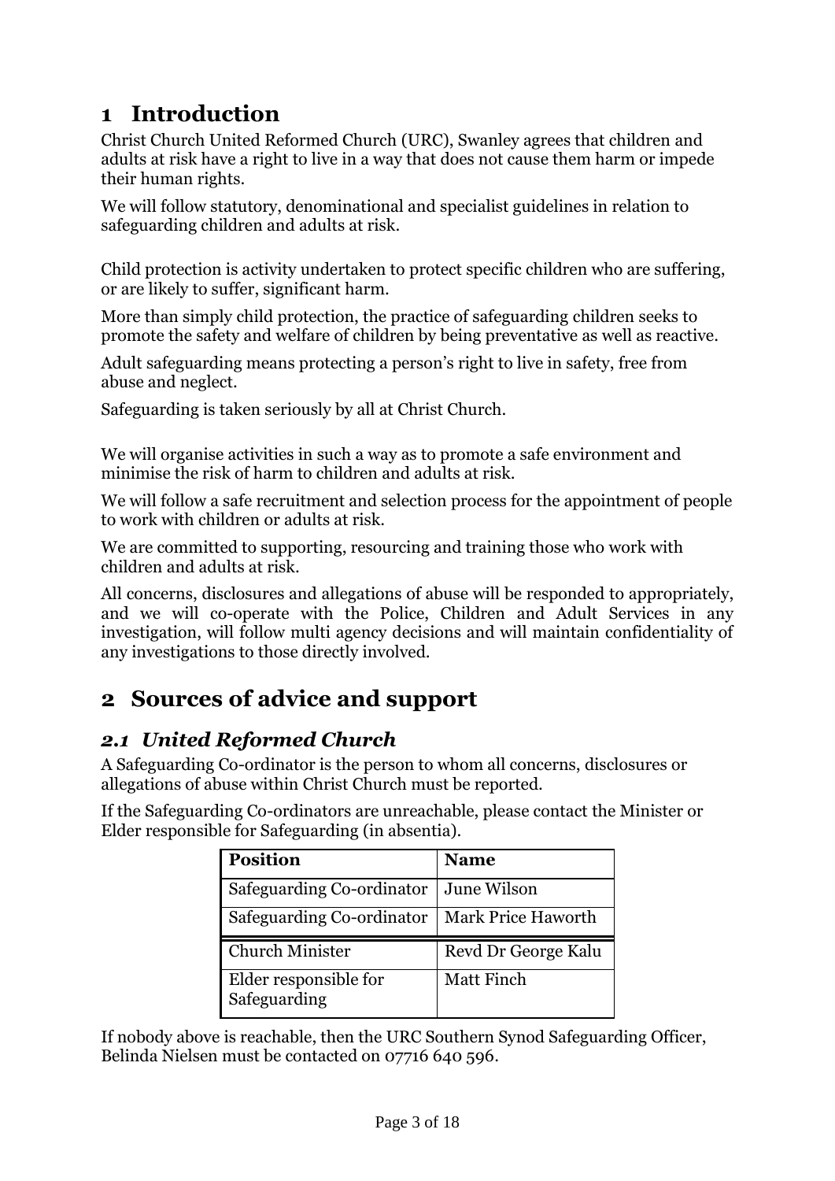# 1 Introduction

Christ Church United Reformed Church (URC), Swanley agrees that children and adults at risk have a right to live in a way that does not cause them harm or impede their human rights.

We will follow statutory, denominational and specialist guidelines in relation to safeguarding children and adults at risk.

Child protection is activity undertaken to protect specific children who are suffering, or are likely to suffer, significant harm.

More than simply child protection, the practice of safeguarding children seeks to promote the safety and welfare of children by being preventative as well as reactive.

Adult safeguarding means protecting a person's right to live in safety, free from abuse and neglect.

Safeguarding is taken seriously by all at Christ Church.

We will organise activities in such a way as to promote a safe environment and minimise the risk of harm to children and adults at risk.

We will follow a safe recruitment and selection process for the appointment of people to work with children or adults at risk.

We are committed to supporting, resourcing and training those who work with children and adults at risk.

All concerns, disclosures and allegations of abuse will be responded to appropriately, and we will co-operate with the Police, Children and Adult Services in any investigation, will follow multi agency decisions and will maintain confidentiality of any investigations to those directly involved.

# 2 Sources of advice and support

## *2.1 United Reformed Church*

A Safeguarding Co-ordinator is the person to whom all concerns, disclosures or allegations of abuse within Christ Church must be reported.

If the Safeguarding Co-ordinators are unreachable, please contact the Minister or Elder responsible for Safeguarding (in absentia).

| Position | Name |
|---|---|
| Safeguarding Co-ordinator | June Wilson |
| Safeguarding Co-ordinator | Mark Price Haworth |
| Church Minister | Revd Dr George Kalu |
| Elder responsible for Safeguarding | Matt Finch |

If nobody above is reachable, then the URC Southern Synod Safeguarding Officer, Belinda Nielsen must be contacted on 07716 640 596.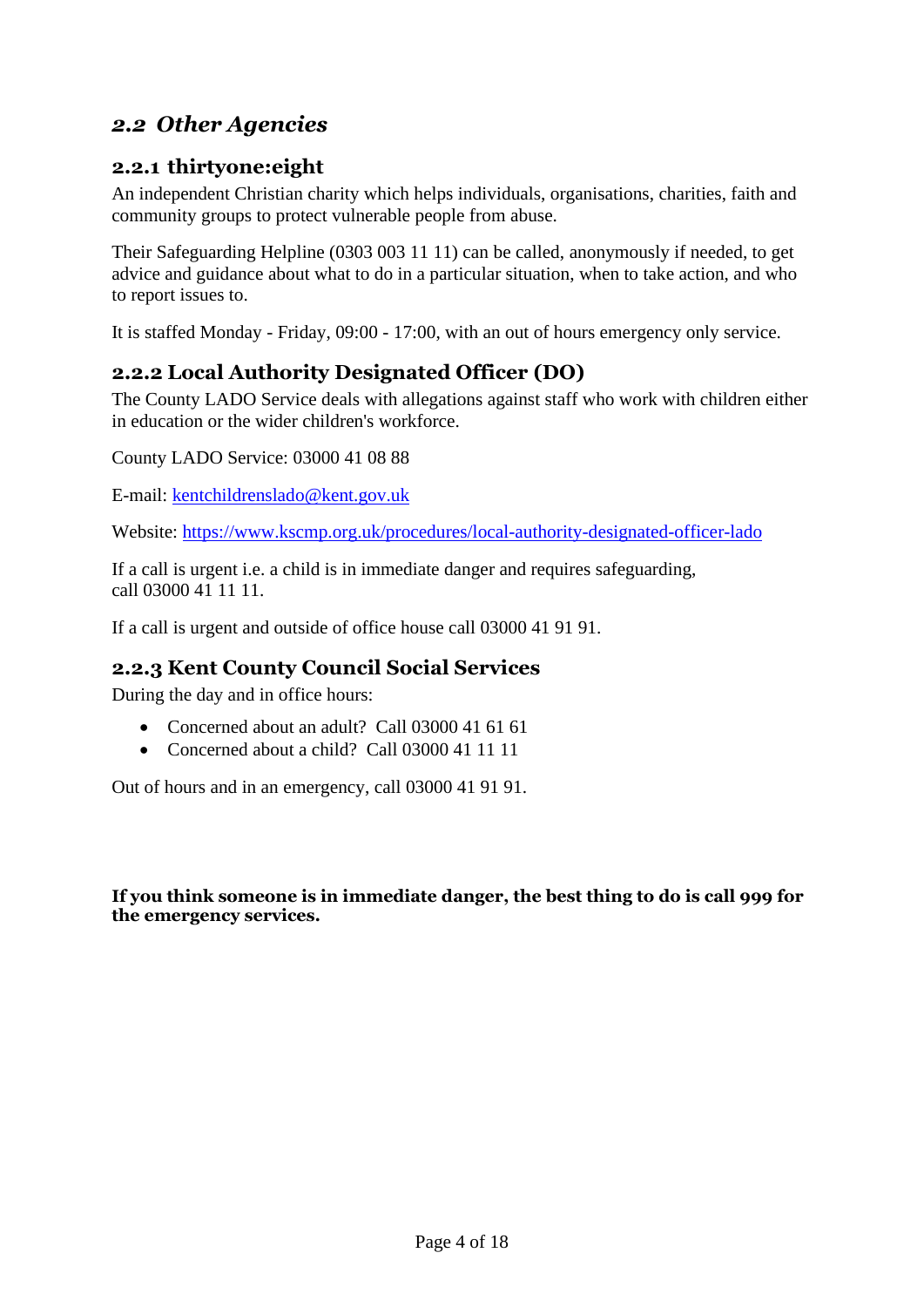## *2.2 Other Agencies*

### 2.2.1 thirtyone:eight

An independent Christian charity which helps individuals, organisations, charities, faith and community groups to protect vulnerable people from abuse.

Their Safeguarding Helpline (0303 003 11 11) can be called, anonymously if needed, to get advice and guidance about what to do in a particular situation, when to take action, and who to report issues to.

It is staffed Monday - Friday, 09:00 - 17:00, with an out of hours emergency only service.

### 2.2.2 Local Authority Designated Officer (DO)

The County LADO Service deals with allegations against staff who work with children either in education or the wider children's workforce.

County LADO Service: 03000 41 08 88

E-mail: kentchildrenslado@kent.gov.uk

Website: https://www.kscmp.org.uk/procedures/local-authority-designated-officer-lado

If a call is urgent i.e. a child is in immediate danger and requires safeguarding, call 03000 41 11 11.

If a call is urgent and outside of office house call 03000 41 91 91.

### 2.2.3 Kent County Council Social Services

During the day and in office hours:

- Concerned about an adult? Call 03000 41 61 61
- Concerned about a child? Call 03000 41 11 11

Out of hours and in an emergency, call 03000 41 91 91.

**If you think someone is in immediate danger, the best thing to do is call 999 for the emergency services.**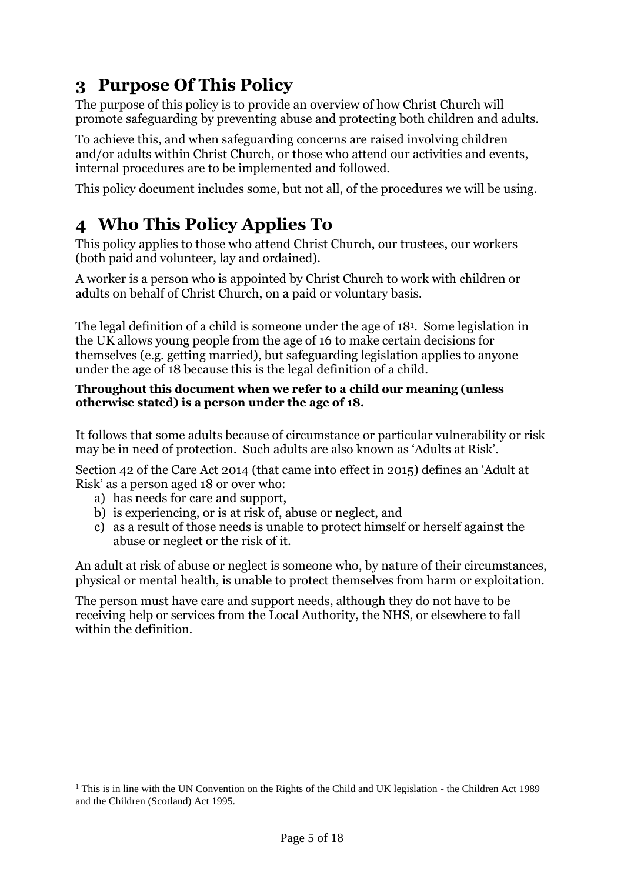# 3 Purpose Of This Policy

The purpose of this policy is to provide an overview of how Christ Church will promote safeguarding by preventing abuse and protecting both children and adults.

To achieve this, and when safeguarding concerns are raised involving children and/or adults within Christ Church, or those who attend our activities and events, internal procedures are to be implemented and followed.

This policy document includes some, but not all, of the procedures we will be using.

# 4 Who This Policy Applies To

This policy applies to those who attend Christ Church, our trustees, our workers (both paid and volunteer, lay and ordained).

A worker is a person who is appointed by Christ Church to work with children or adults on behalf of Christ Church, on a paid or voluntary basis.

The legal definition of a child is someone under the age of 18[1]. Some legislation in the UK allows young people from the age of 16 to make certain decisions for themselves (e.g. getting married), but safeguarding legislation applies to anyone under the age of 18 because this is the legal definition of a child.

**Throughout this document when we refer to a child our meaning (unless otherwise stated) is a person under the age of 18.**

It follows that some adults because of circumstance or particular vulnerability or risk may be in need of protection. Such adults are also known as 'Adults at Risk'.

Section 42 of the Care Act 2014 (that came into effect in 2015) defines an 'Adult at Risk' as a person aged 18 or over who:

a) has needs for care and support,
b) is experiencing, or is at risk of, abuse or neglect, and
c) as a result of those needs is unable to protect himself or herself against the abuse or neglect or the risk of it.

An adult at risk of abuse or neglect is someone who, by nature of their circumstances, physical or mental health, is unable to protect themselves from harm or exploitation.

The person must have care and support needs, although they do not have to be receiving help or services from the Local Authority, the NHS, or elsewhere to fall within the definition.

---

[1] This is in line with the UN Convention on the Rights of the Child and UK legislation - the Children Act 1989 and the Children (Scotland) Act 1995.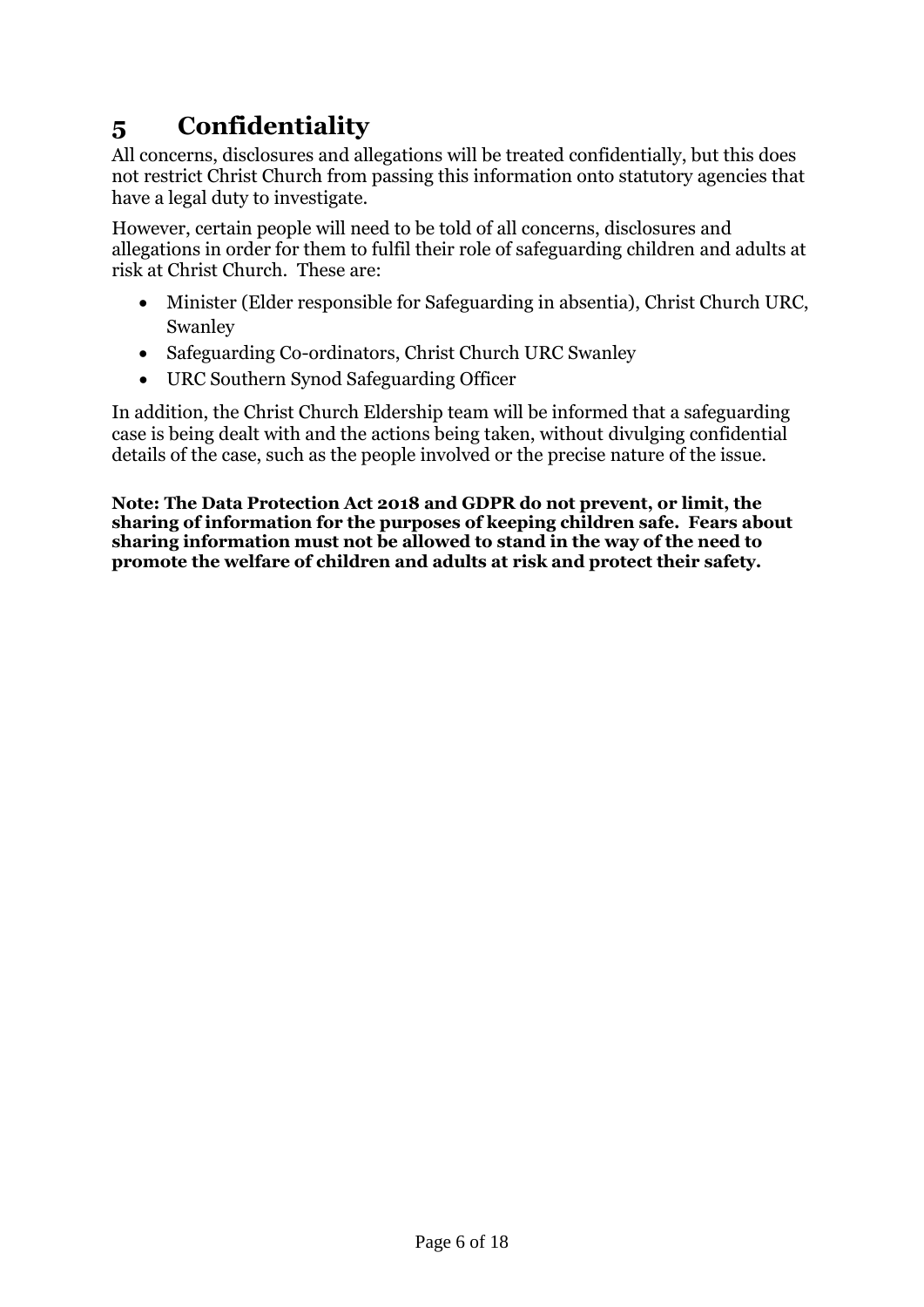# 5 Confidentiality

All concerns, disclosures and allegations will be treated confidentially, but this does not restrict Christ Church from passing this information onto statutory agencies that have a legal duty to investigate.

However, certain people will need to be told of all concerns, disclosures and allegations in order for them to fulfil their role of safeguarding children and adults at risk at Christ Church. These are:

- Minister (Elder responsible for Safeguarding in absentia), Christ Church URC, Swanley
- Safeguarding Co-ordinators, Christ Church URC Swanley
- URC Southern Synod Safeguarding Officer

In addition, the Christ Church Eldership team will be informed that a safeguarding case is being dealt with and the actions being taken, without divulging confidential details of the case, such as the people involved or the precise nature of the issue.

**Note: The Data Protection Act 2018 and GDPR do not prevent, or limit, the sharing of information for the purposes of keeping children safe. Fears about sharing information must not be allowed to stand in the way of the need to promote the welfare of children and adults at risk and protect their safety.**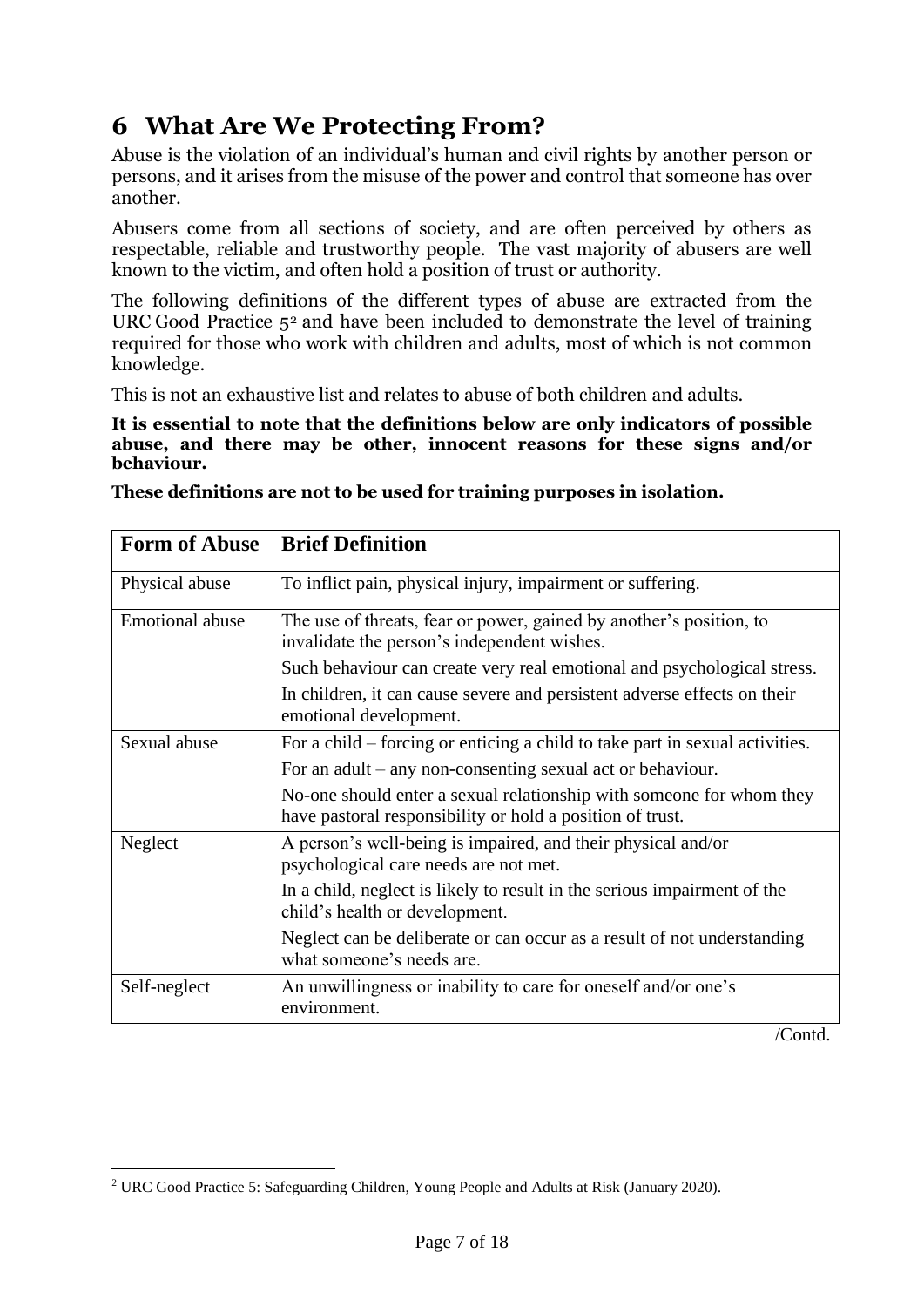# 6 What Are We Protecting From?

Abuse is the violation of an individual's human and civil rights by another person or persons, and it arises from the misuse of the power and control that someone has over another.

Abusers come from all sections of society, and are often perceived by others as respectable, reliable and trustworthy people. The vast majority of abusers are well known to the victim, and often hold a position of trust or authority.

The following definitions of the different types of abuse are extracted from the URC Good Practice 5[2] and have been included to demonstrate the level of training required for those who work with children and adults, most of which is not common knowledge.

This is not an exhaustive list and relates to abuse of both children and adults.

**It is essential to note that the definitions below are only indicators of possible abuse, and there may be other, innocent reasons for these signs and/or behaviour.**

**These definitions are not to be used for training purposes in isolation.**

| Form of Abuse | Brief Definition |
|---|---|
| Physical abuse | To inflict pain, physical injury, impairment or suffering. |
| Emotional abuse | The use of threats, fear or power, gained by another's position, to invalidate the person's independent wishes.<br>Such behaviour can create very real emotional and psychological stress.<br>In children, it can cause severe and persistent adverse effects on their emotional development. |
| Sexual abuse | For a child – forcing or enticing a child to take part in sexual activities.<br>For an adult – any non-consenting sexual act or behaviour.<br>No-one should enter a sexual relationship with someone for whom they have pastoral responsibility or hold a position of trust. |
| Neglect | A person's well-being is impaired, and their physical and/or psychological care needs are not met.<br>In a child, neglect is likely to result in the serious impairment of the child's health or development.<br>Neglect can be deliberate or can occur as a result of not understanding what someone's needs are. |
| Self-neglect | An unwillingness or inability to care for oneself and/or one's environment. |

/Contd.

[2] URC Good Practice 5: Safeguarding Children, Young People and Adults at Risk (January 2020).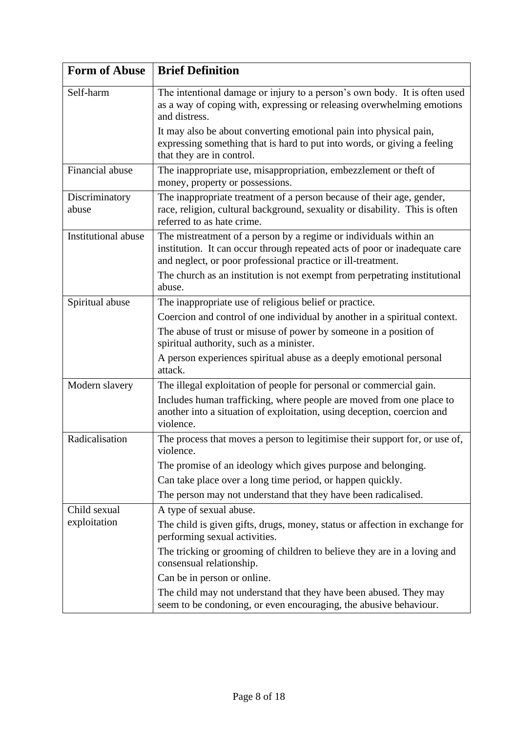| Form of Abuse | Brief Definition |
|---|---|
| Self-harm | The intentional damage or injury to a person's own body. It is often used as a way of coping with, expressing or releasing overwhelming emotions and distress.<br>It may also be about converting emotional pain into physical pain, expressing something that is hard to put into words, or giving a feeling that they are in control. |
| Financial abuse | The inappropriate use, misappropriation, embezzlement or theft of money, property or possessions. |
| Discriminatory abuse | The inappropriate treatment of a person because of their age, gender, race, religion, cultural background, sexuality or disability. This is often referred to as hate crime. |
| Institutional abuse | The mistreatment of a person by a regime or individuals within an institution. It can occur through repeated acts of poor or inadequate care and neglect, or poor professional practice or ill-treatment.<br>The church as an institution is not exempt from perpetrating institutional abuse. |
| Spiritual abuse | The inappropriate use of religious belief or practice.<br>Coercion and control of one individual by another in a spiritual context.<br>The abuse of trust or misuse of power by someone in a position of spiritual authority, such as a minister.<br>A person experiences spiritual abuse as a deeply emotional personal attack. |
| Modern slavery | The illegal exploitation of people for personal or commercial gain.<br>Includes human trafficking, where people are moved from one place to another into a situation of exploitation, using deception, coercion and violence. |
| Radicalisation | The process that moves a person to legitimise their support for, or use of, violence.<br>The promise of an ideology which gives purpose and belonging.<br>Can take place over a long time period, or happen quickly.<br>The person may not understand that they have been radicalised. |
| Child sexual exploitation | A type of sexual abuse.<br>The child is given gifts, drugs, money, status or affection in exchange for performing sexual activities.<br>The tricking or grooming of children to believe they are in a loving and consensual relationship.<br>Can be in person or online.<br>The child may not understand that they have been abused. They may seem to be condoning, or even encouraging, the abusive behaviour. |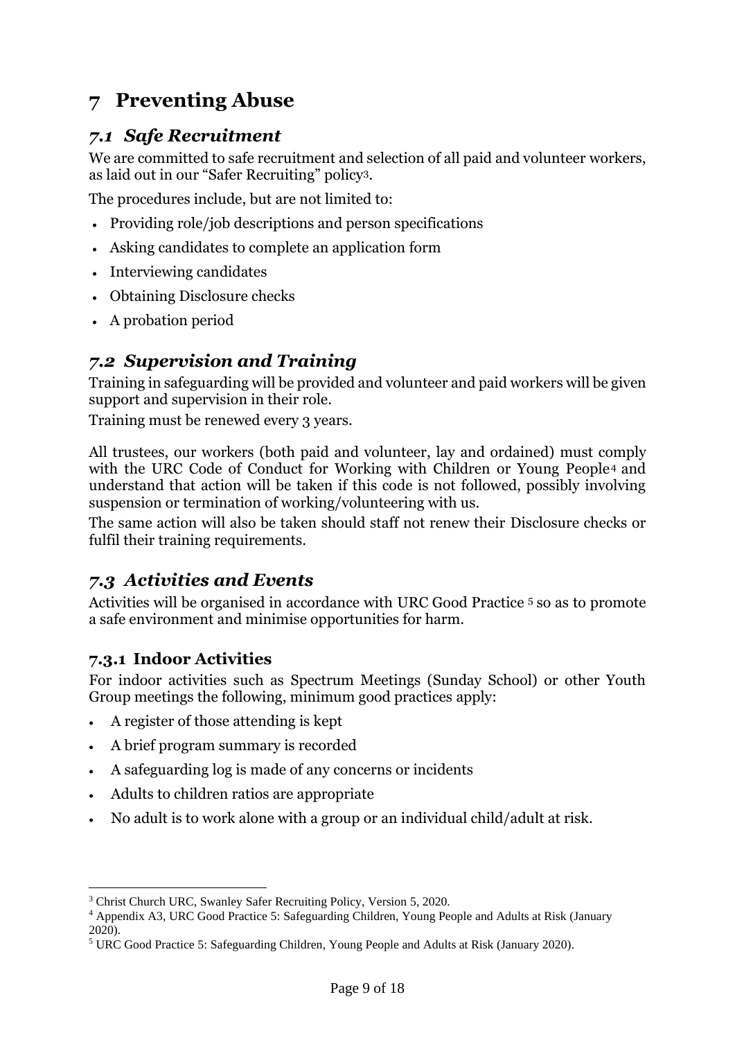# 7 Preventing Abuse

## *7.1 Safe Recruitment*

We are committed to safe recruitment and selection of all paid and volunteer workers, as laid out in our "Safer Recruiting" policy[3].

The procedures include, but are not limited to:

- Providing role/job descriptions and person specifications
- Asking candidates to complete an application form
- Interviewing candidates
- Obtaining Disclosure checks
- A probation period

## *7.2 Supervision and Training*

Training in safeguarding will be provided and volunteer and paid workers will be given support and supervision in their role.

Training must be renewed every 3 years.

All trustees, our workers (both paid and volunteer, lay and ordained) must comply with the URC Code of Conduct for Working with Children or Young People[4] and understand that action will be taken if this code is not followed, possibly involving suspension or termination of working/volunteering with us.

The same action will also be taken should staff not renew their Disclosure checks or fulfil their training requirements.

## *7.3 Activities and Events*

Activities will be organised in accordance with URC Good Practice [5] so as to promote a safe environment and minimise opportunities for harm.

### 7.3.1 Indoor Activities

For indoor activities such as Spectrum Meetings (Sunday School) or other Youth Group meetings the following, minimum good practices apply:

- A register of those attending is kept
- A brief program summary is recorded
- A safeguarding log is made of any concerns or incidents
- Adults to children ratios are appropriate
- No adult is to work alone with a group or an individual child/adult at risk.

---

[3] Christ Church URC, Swanley Safer Recruiting Policy, Version 5, 2020.

[4] Appendix A3, URC Good Practice 5: Safeguarding Children, Young People and Adults at Risk (January 2020).

[5] URC Good Practice 5: Safeguarding Children, Young People and Adults at Risk (January 2020).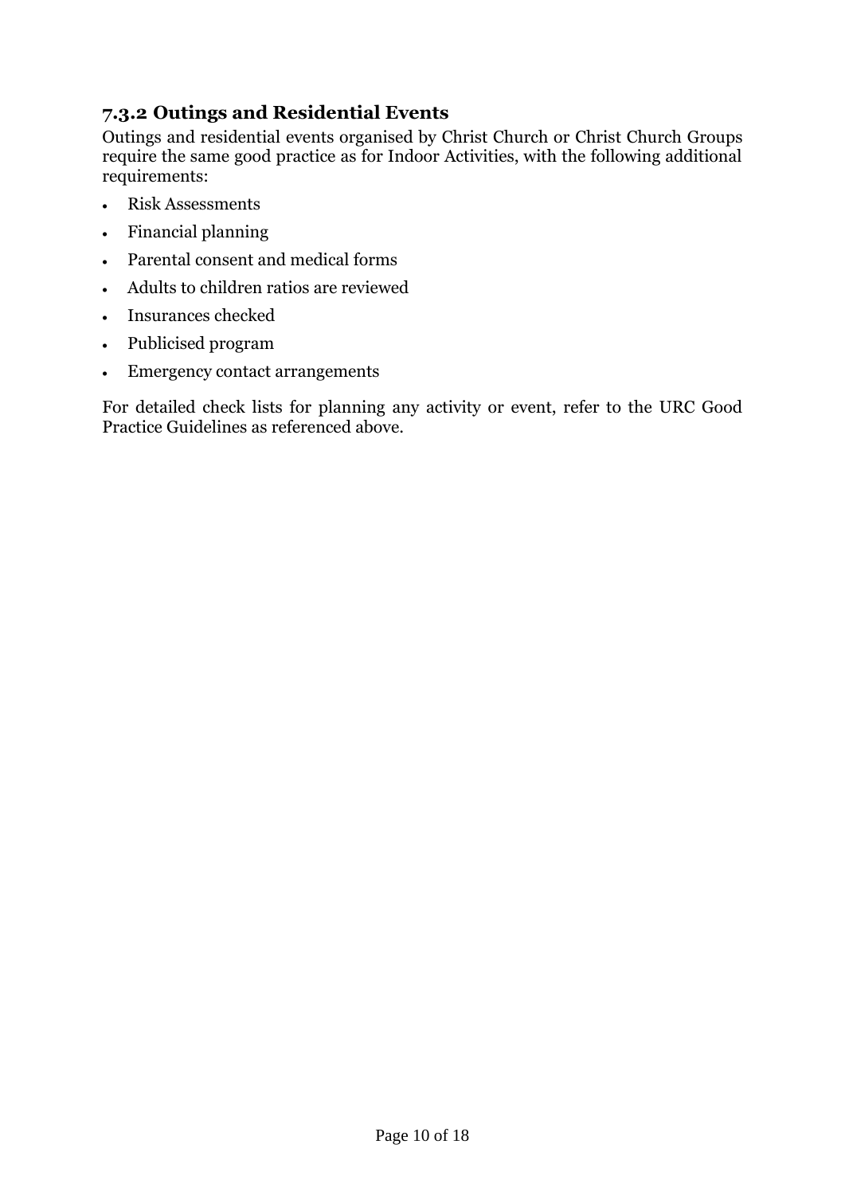### 7.3.2 Outings and Residential Events

Outings and residential events organised by Christ Church or Christ Church Groups require the same good practice as for Indoor Activities, with the following additional requirements:

- Risk Assessments
- Financial planning
- Parental consent and medical forms
- Adults to children ratios are reviewed
- Insurances checked
- Publicised program
- Emergency contact arrangements

For detailed check lists for planning any activity or event, refer to the URC Good Practice Guidelines as referenced above.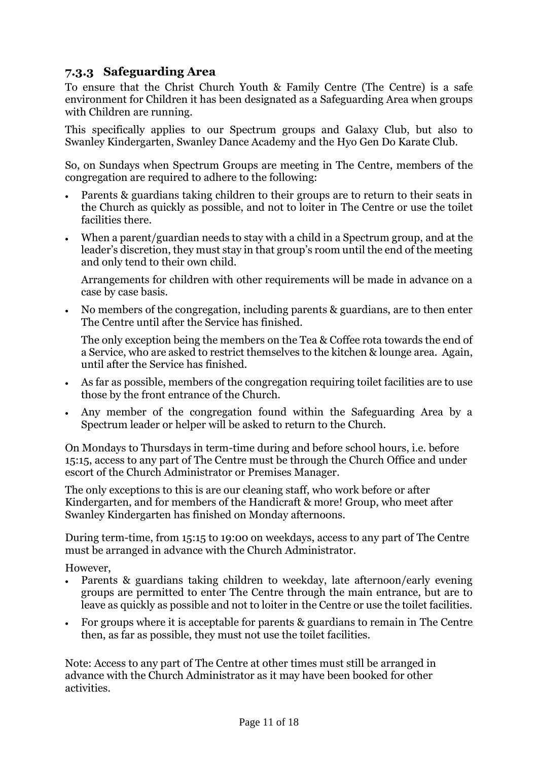### 7.3.3 Safeguarding Area

To ensure that the Christ Church Youth & Family Centre (The Centre) is a safe environment for Children it has been designated as a Safeguarding Area when groups with Children are running.

This specifically applies to our Spectrum groups and Galaxy Club, but also to Swanley Kindergarten, Swanley Dance Academy and the Hyo Gen Do Karate Club.

So, on Sundays when Spectrum Groups are meeting in The Centre, members of the congregation are required to adhere to the following:

- Parents & guardians taking children to their groups are to return to their seats in the Church as quickly as possible, and not to loiter in The Centre or use the toilet facilities there.
- When a parent/guardian needs to stay with a child in a Spectrum group, and at the leader's discretion, they must stay in that group's room until the end of the meeting and only tend to their own child.

  Arrangements for children with other requirements will be made in advance on a case by case basis.
- No members of the congregation, including parents & guardians, are to then enter The Centre until after the Service has finished.

  The only exception being the members on the Tea & Coffee rota towards the end of a Service, who are asked to restrict themselves to the kitchen & lounge area. Again, until after the Service has finished.
- As far as possible, members of the congregation requiring toilet facilities are to use those by the front entrance of the Church.
- Any member of the congregation found within the Safeguarding Area by a Spectrum leader or helper will be asked to return to the Church.

On Mondays to Thursdays in term-time during and before school hours, i.e. before 15:15, access to any part of The Centre must be through the Church Office and under escort of the Church Administrator or Premises Manager.

The only exceptions to this is are our cleaning staff, who work before or after Kindergarten, and for members of the Handicraft & more! Group, who meet after Swanley Kindergarten has finished on Monday afternoons.

During term-time, from 15:15 to 19:00 on weekdays, access to any part of The Centre must be arranged in advance with the Church Administrator.

However,

- Parents & guardians taking children to weekday, late afternoon/early evening groups are permitted to enter The Centre through the main entrance, but are to leave as quickly as possible and not to loiter in the Centre or use the toilet facilities.
- For groups where it is acceptable for parents & guardians to remain in The Centre then, as far as possible, they must not use the toilet facilities.

Note: Access to any part of The Centre at other times must still be arranged in advance with the Church Administrator as it may have been booked for other activities.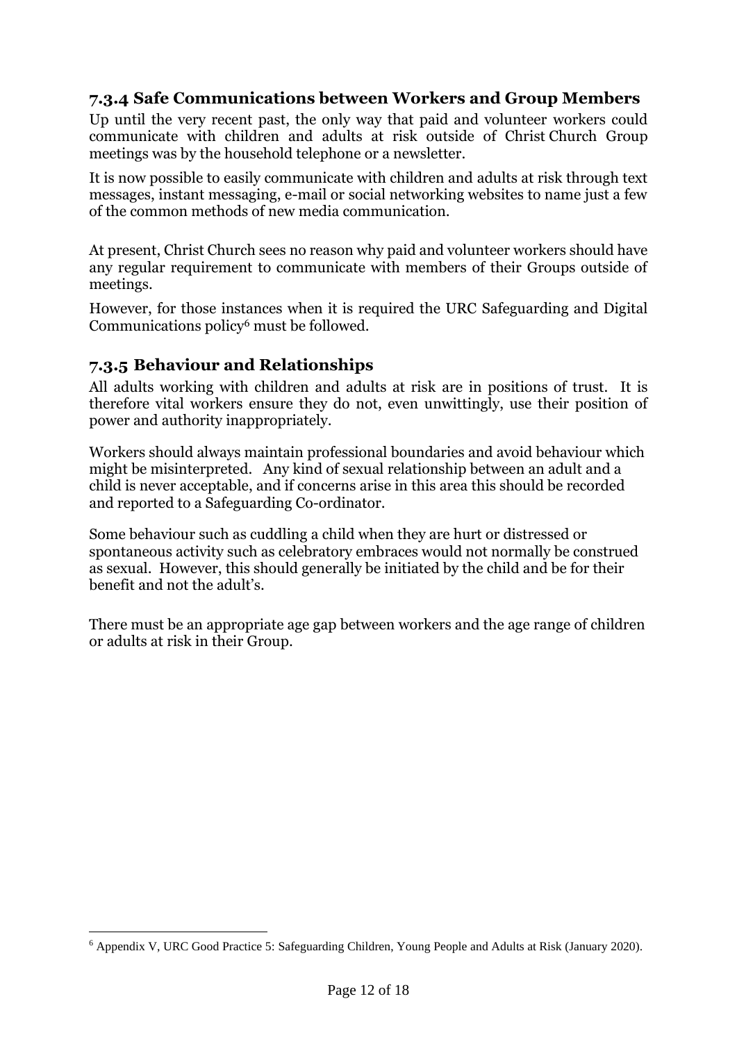### 7.3.4 Safe Communications between Workers and Group Members

Up until the very recent past, the only way that paid and volunteer workers could communicate with children and adults at risk outside of Christ Church Group meetings was by the household telephone or a newsletter.

It is now possible to easily communicate with children and adults at risk through text messages, instant messaging, e-mail or social networking websites to name just a few of the common methods of new media communication.

At present, Christ Church sees no reason why paid and volunteer workers should have any regular requirement to communicate with members of their Groups outside of meetings.

However, for those instances when it is required the URC Safeguarding and Digital Communications policy[6] must be followed.

### 7.3.5 Behaviour and Relationships

All adults working with children and adults at risk are in positions of trust. It is therefore vital workers ensure they do not, even unwittingly, use their position of power and authority inappropriately.

Workers should always maintain professional boundaries and avoid behaviour which might be misinterpreted. Any kind of sexual relationship between an adult and a child is never acceptable, and if concerns arise in this area this should be recorded and reported to a Safeguarding Co-ordinator.

Some behaviour such as cuddling a child when they are hurt or distressed or spontaneous activity such as celebratory embraces would not normally be construed as sexual. However, this should generally be initiated by the child and be for their benefit and not the adult's.

There must be an appropriate age gap between workers and the age range of children or adults at risk in their Group.

---

[6] Appendix V, URC Good Practice 5: Safeguarding Children, Young People and Adults at Risk (January 2020).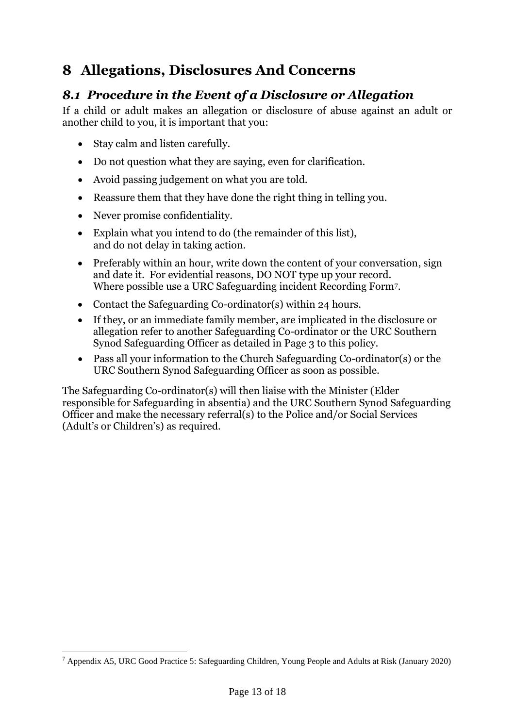# 8 Allegations, Disclosures And Concerns

## *8.1 Procedure in the Event of a Disclosure or Allegation*

If a child or adult makes an allegation or disclosure of abuse against an adult or another child to you, it is important that you:

- Stay calm and listen carefully.
- Do not question what they are saying, even for clarification.
- Avoid passing judgement on what you are told.
- Reassure them that they have done the right thing in telling you.
- Never promise confidentiality.
- Explain what you intend to do (the remainder of this list), and do not delay in taking action.
- Preferably within an hour, write down the content of your conversation, sign and date it. For evidential reasons, DO NOT type up your record. Where possible use a URC Safeguarding incident Recording Form[7].
- Contact the Safeguarding Co-ordinator(s) within 24 hours.
- If they, or an immediate family member, are implicated in the disclosure or allegation refer to another Safeguarding Co-ordinator or the URC Southern Synod Safeguarding Officer as detailed in Page 3 to this policy.
- Pass all your information to the Church Safeguarding Co-ordinator(s) or the URC Southern Synod Safeguarding Officer as soon as possible.

The Safeguarding Co-ordinator(s) will then liaise with the Minister (Elder responsible for Safeguarding in absentia) and the URC Southern Synod Safeguarding Officer and make the necessary referral(s) to the Police and/or Social Services (Adult's or Children's) as required.

[7] Appendix A5, URC Good Practice 5: Safeguarding Children, Young People and Adults at Risk (January 2020)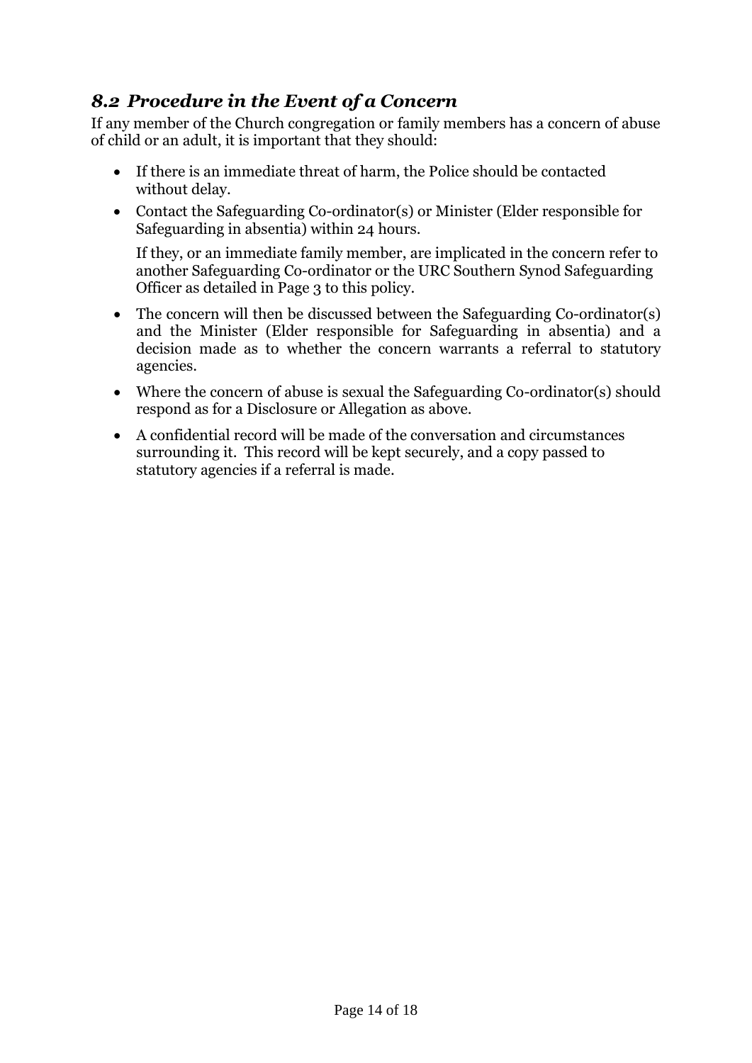## *8.2 Procedure in the Event of a Concern*

If any member of the Church congregation or family members has a concern of abuse of child or an adult, it is important that they should:

- If there is an immediate threat of harm, the Police should be contacted without delay.
- Contact the Safeguarding Co-ordinator(s) or Minister (Elder responsible for Safeguarding in absentia) within 24 hours.

  If they, or an immediate family member, are implicated in the concern refer to another Safeguarding Co-ordinator or the URC Southern Synod Safeguarding Officer as detailed in Page 3 to this policy.
- The concern will then be discussed between the Safeguarding Co-ordinator(s) and the Minister (Elder responsible for Safeguarding in absentia) and a decision made as to whether the concern warrants a referral to statutory agencies.
- Where the concern of abuse is sexual the Safeguarding Co-ordinator(s) should respond as for a Disclosure or Allegation as above.
- A confidential record will be made of the conversation and circumstances surrounding it. This record will be kept securely, and a copy passed to statutory agencies if a referral is made.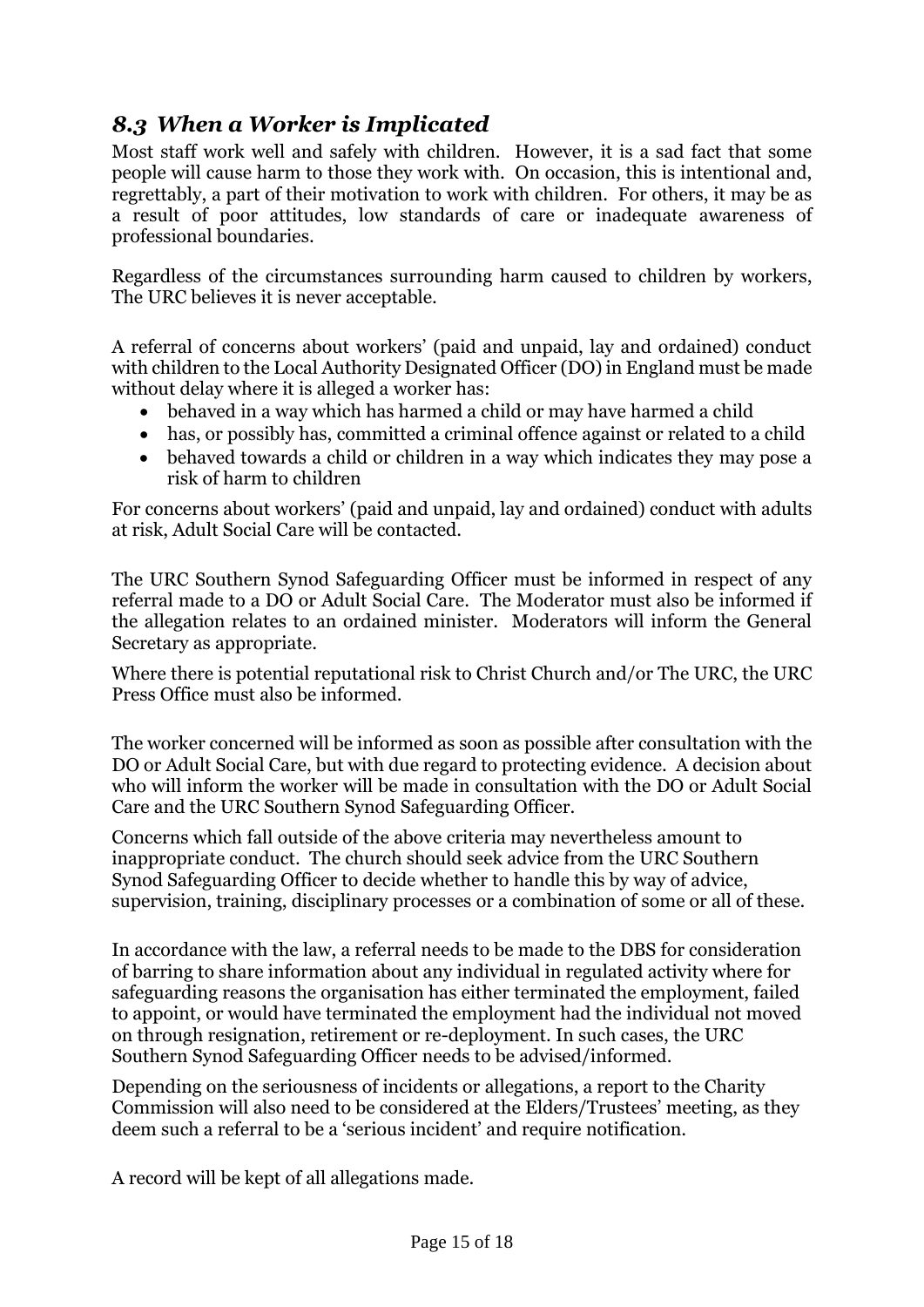## *8.3 When a Worker is Implicated*

Most staff work well and safely with children. However, it is a sad fact that some people will cause harm to those they work with. On occasion, this is intentional and, regrettably, a part of their motivation to work with children. For others, it may be as a result of poor attitudes, low standards of care or inadequate awareness of professional boundaries.

Regardless of the circumstances surrounding harm caused to children by workers, The URC believes it is never acceptable.

A referral of concerns about workers' (paid and unpaid, lay and ordained) conduct with children to the Local Authority Designated Officer (DO) in England must be made without delay where it is alleged a worker has:

- behaved in a way which has harmed a child or may have harmed a child
- has, or possibly has, committed a criminal offence against or related to a child
- behaved towards a child or children in a way which indicates they may pose a risk of harm to children

For concerns about workers' (paid and unpaid, lay and ordained) conduct with adults at risk, Adult Social Care will be contacted.

The URC Southern Synod Safeguarding Officer must be informed in respect of any referral made to a DO or Adult Social Care. The Moderator must also be informed if the allegation relates to an ordained minister. Moderators will inform the General Secretary as appropriate.

Where there is potential reputational risk to Christ Church and/or The URC, the URC Press Office must also be informed.

The worker concerned will be informed as soon as possible after consultation with the DO or Adult Social Care, but with due regard to protecting evidence. A decision about who will inform the worker will be made in consultation with the DO or Adult Social Care and the URC Southern Synod Safeguarding Officer.

Concerns which fall outside of the above criteria may nevertheless amount to inappropriate conduct. The church should seek advice from the URC Southern Synod Safeguarding Officer to decide whether to handle this by way of advice, supervision, training, disciplinary processes or a combination of some or all of these.

In accordance with the law, a referral needs to be made to the DBS for consideration of barring to share information about any individual in regulated activity where for safeguarding reasons the organisation has either terminated the employment, failed to appoint, or would have terminated the employment had the individual not moved on through resignation, retirement or re-deployment. In such cases, the URC Southern Synod Safeguarding Officer needs to be advised/informed.

Depending on the seriousness of incidents or allegations, a report to the Charity Commission will also need to be considered at the Elders/Trustees' meeting, as they deem such a referral to be a 'serious incident' and require notification.

A record will be kept of all allegations made.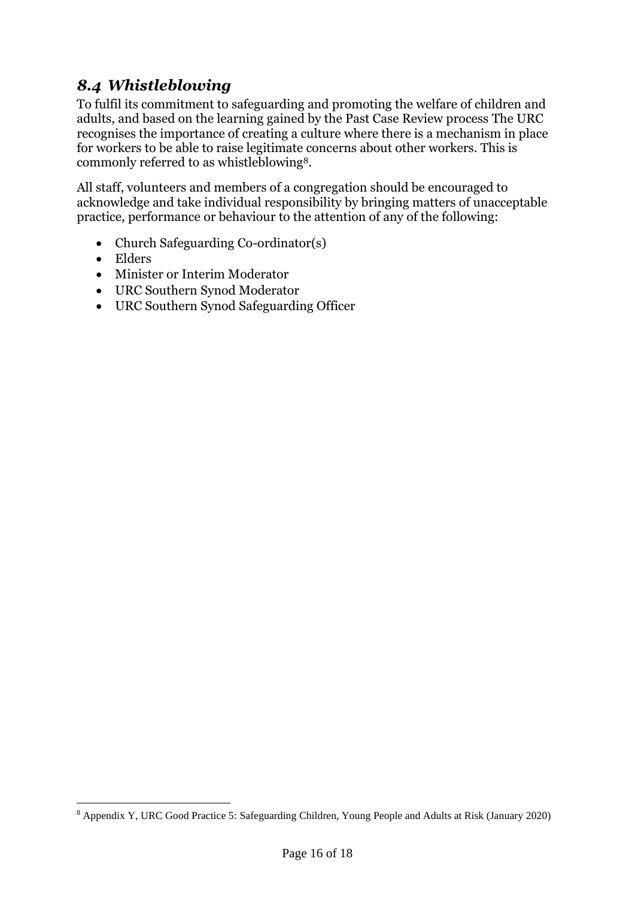## *8.4 Whistleblowing*

To fulfil its commitment to safeguarding and promoting the welfare of children and adults, and based on the learning gained by the Past Case Review process The URC recognises the importance of creating a culture where there is a mechanism in place for workers to be able to raise legitimate concerns about other workers. This is commonly referred to as whistleblowing[8].

All staff, volunteers and members of a congregation should be encouraged to acknowledge and take individual responsibility by bringing matters of unacceptable practice, performance or behaviour to the attention of any of the following:

- Church Safeguarding Co-ordinator(s)
- Elders
- Minister or Interim Moderator
- URC Southern Synod Moderator
- URC Southern Synod Safeguarding Officer

[8] Appendix Y, URC Good Practice 5: Safeguarding Children, Young People and Adults at Risk (January 2020)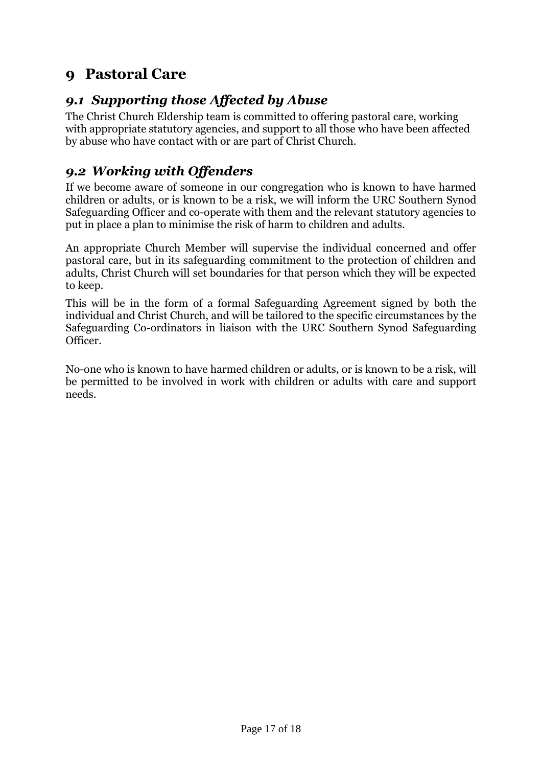# 9 Pastoral Care

## *9.1 Supporting those Affected by Abuse*

The Christ Church Eldership team is committed to offering pastoral care, working with appropriate statutory agencies, and support to all those who have been affected by abuse who have contact with or are part of Christ Church.

## *9.2 Working with Offenders*

If we become aware of someone in our congregation who is known to have harmed children or adults, or is known to be a risk, we will inform the URC Southern Synod Safeguarding Officer and co-operate with them and the relevant statutory agencies to put in place a plan to minimise the risk of harm to children and adults.

An appropriate Church Member will supervise the individual concerned and offer pastoral care, but in its safeguarding commitment to the protection of children and adults, Christ Church will set boundaries for that person which they will be expected to keep.

This will be in the form of a formal Safeguarding Agreement signed by both the individual and Christ Church, and will be tailored to the specific circumstances by the Safeguarding Co-ordinators in liaison with the URC Southern Synod Safeguarding Officer.

No-one who is known to have harmed children or adults, or is known to be a risk, will be permitted to be involved in work with children or adults with care and support needs.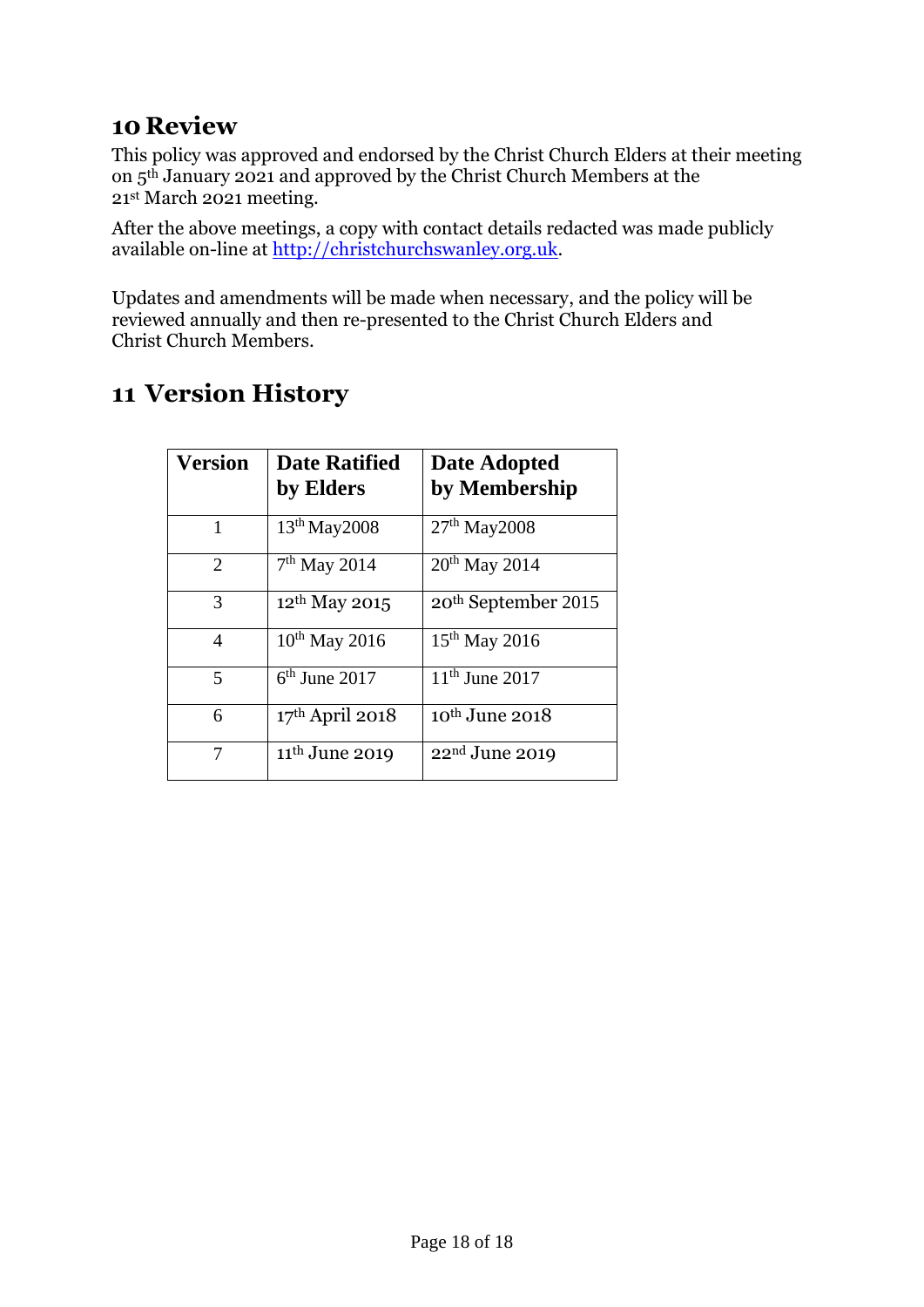# 10 Review

This policy was approved and endorsed by the Christ Church Elders at their meeting on 5th January 2021 and approved by the Christ Church Members at the 21st March 2021 meeting.

After the above meetings, a copy with contact details redacted was made publicly available on-line at http://christchurchswanley.org.uk.

Updates and amendments will be made when necessary, and the policy will be reviewed annually and then re-presented to the Christ Church Elders and Christ Church Members.

# 11 Version History

| Version | Date Ratified by Elders | Date Adopted by Membership |
|---|---|---|
| 1 | 13th May2008 | 27th May2008 |
| 2 | 7th May 2014 | 20th May 2014 |
| 3 | 12th May 2015 | 20th September 2015 |
| 4 | 10th May 2016 | 15th May 2016 |
| 5 | 6th June 2017 | 11th June 2017 |
| 6 | 17th April 2018 | 10th June 2018 |
| 7 | 11th June 2019 | 22nd June 2019 |